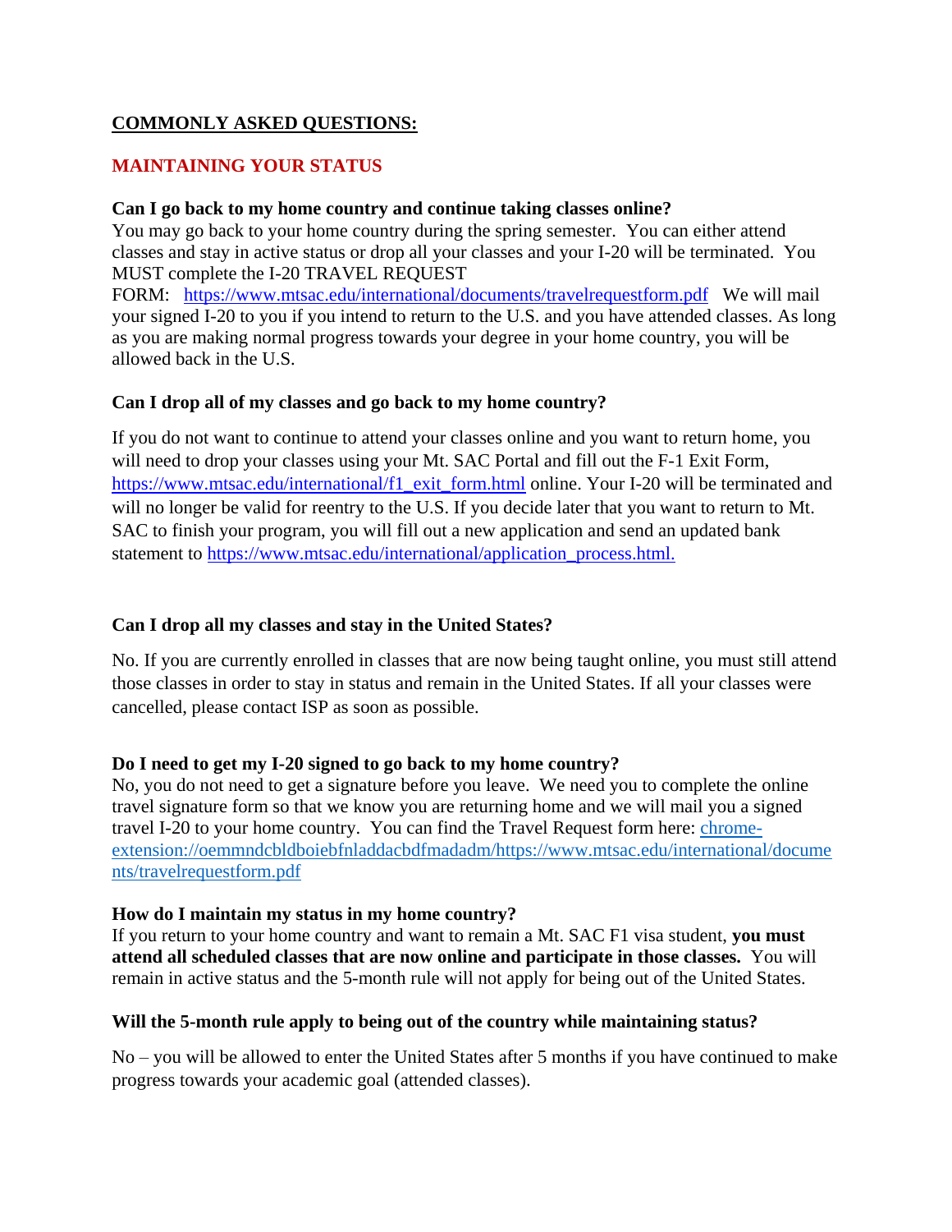## COMMONLY ASKED QUESTIONS:

### MAINTAINING YOUR STATUS

**Can I go back to my home country and continue taking classes online?**

You may go back to your home country during the spring semester. You can either attend classes and stay in active status or drop all your classes and your I-20 will be terminated. You MUST complete the I-20 TRAVEL REQUEST FORM: https://www.mtsac.edu/international/documents/travelrequestform.pdf We will mail your signed I-20 to you if you intend to return to the U.S. and you have attended classes. As long as you are making normal progress towards your degree in your home country, you will be allowed back in the U.S.

**Can I drop all of my classes and go back to my home country?**

If you do not want to continue to attend your classes online and you want to return home, you will need to drop your classes using your Mt. SAC Portal and fill out the F-1 Exit Form, https://www.mtsac.edu/international/f1_exit_form.html online. Your I-20 will be terminated and will no longer be valid for reentry to the U.S. If you decide later that you want to return to Mt. SAC to finish your program, you will fill out a new application and send an updated bank statement to https://www.mtsac.edu/international/application_process.html.

**Can I drop all my classes and stay in the United States?**

No. If you are currently enrolled in classes that are now being taught online, you must still attend those classes in order to stay in status and remain in the United States. If all your classes were cancelled, please contact ISP as soon as possible.

**Do I need to get my I-20 signed to go back to my home country?**

No, you do not need to get a signature before you leave. We need you to complete the online travel signature form so that we know you are returning home and we will mail you a signed travel I-20 to your home country. You can find the Travel Request form here: chrome-extension://oemmndcbldboiebfnladdacbdfmadadm/https://www.mtsac.edu/international/documents/travelrequestform.pdf

**How do I maintain my status in my home country?**

If you return to your home country and want to remain a Mt. SAC F1 visa student, **you must attend all scheduled classes that are now online and participate in those classes.** You will remain in active status and the 5-month rule will not apply for being out of the United States.

**Will the 5-month rule apply to being out of the country while maintaining status?**

No – you will be allowed to enter the United States after 5 months if you have continued to make progress towards your academic goal (attended classes).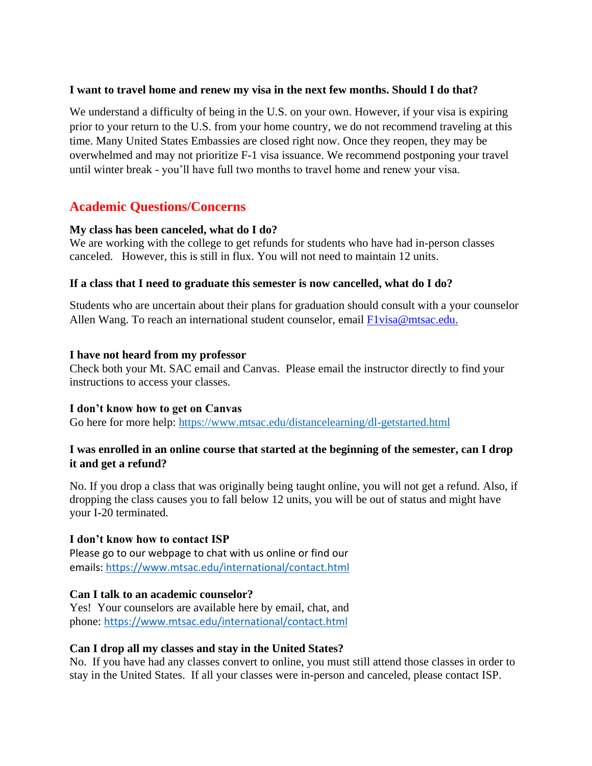**I want to travel home and renew my visa in the next few months. Should I do that?**

We understand a difficulty of being in the U.S. on your own. However, if your visa is expiring prior to your return to the U.S. from your home country, we do not recommend traveling at this time. Many United States Embassies are closed right now. Once they reopen, they may be overwhelmed and may not prioritize F-1 visa issuance. We recommend postponing your travel until winter break - you'll have full two months to travel home and renew your visa.

## Academic Questions/Concerns

**My class has been canceled, what do I do?**

We are working with the college to get refunds for students who have had in-person classes canceled. However, this is still in flux. You will not need to maintain 12 units.

**If a class that I need to graduate this semester is now cancelled, what do I do?**

Students who are uncertain about their plans for graduation should consult with a your counselor Allen Wang. To reach an international student counselor, email [F1visa@mtsac.edu.](mailto:F1visa@mtsac.edu)

**I have not heard from my professor**

Check both your Mt. SAC email and Canvas. Please email the instructor directly to find your instructions to access your classes.

**I don't know how to get on Canvas**

Go here for more help: [https://www.mtsac.edu/distancelearning/dl-getstarted.html](https://www.mtsac.edu/distancelearning/dl-getstarted.html)

**I was enrolled in an online course that started at the beginning of the semester, can I drop it and get a refund?**

No. If you drop a class that was originally being taught online, you will not get a refund. Also, if dropping the class causes you to fall below 12 units, you will be out of status and might have your I-20 terminated.

**I don't know how to contact ISP**

Please go to our webpage to chat with us online or find our emails: [https://www.mtsac.edu/international/contact.html](https://www.mtsac.edu/international/contact.html)

**Can I talk to an academic counselor?**

Yes! Your counselors are available here by email, chat, and phone: [https://www.mtsac.edu/international/contact.html](https://www.mtsac.edu/international/contact.html)

**Can I drop all my classes and stay in the United States?**

No. If you have had any classes convert to online, you must still attend those classes in order to stay in the United States. If all your classes were in-person and canceled, please contact ISP.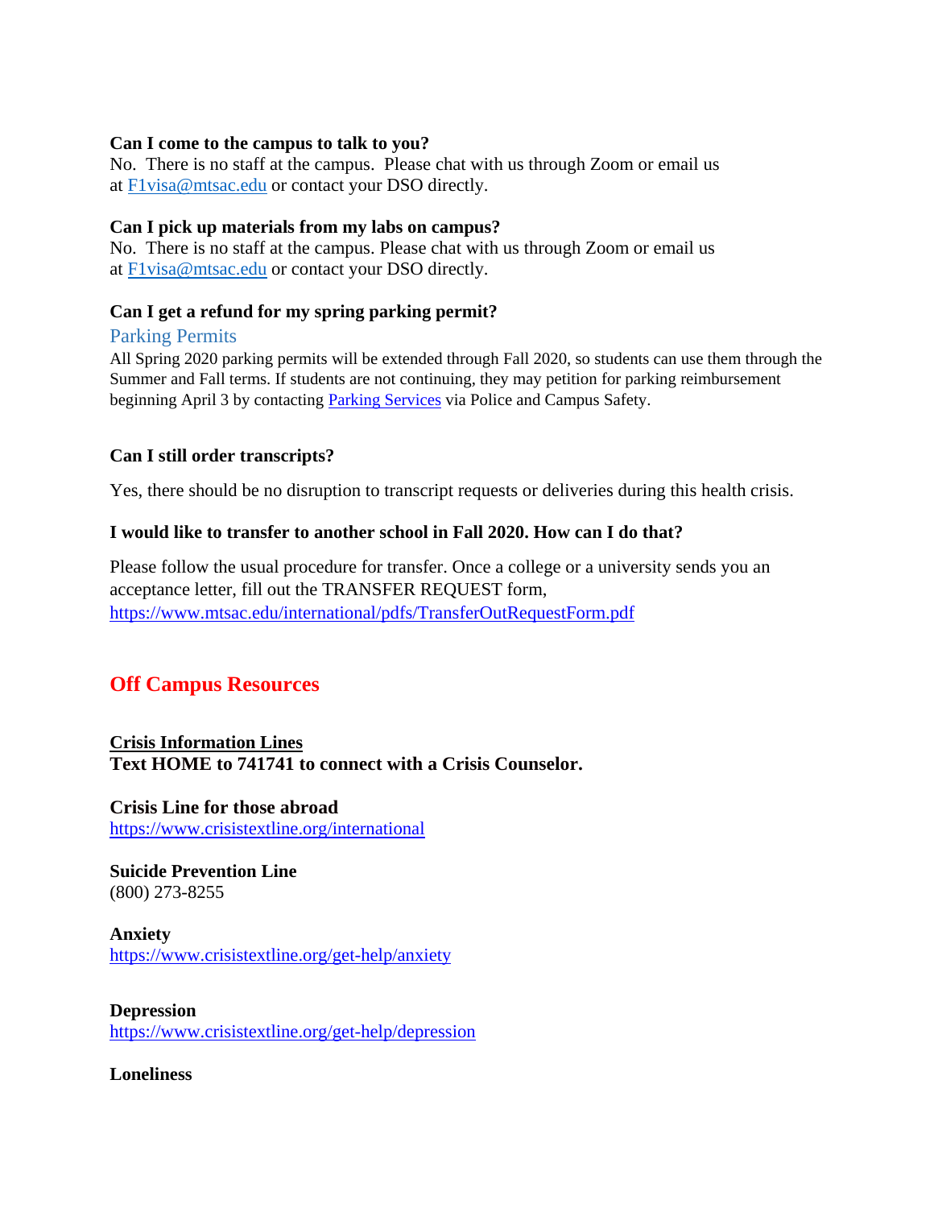**Can I come to the campus to talk to you?**
No. There is no staff at the campus. Please chat with us through Zoom or email us at F1visa@mtsac.edu or contact your DSO directly.

**Can I pick up materials from my labs on campus?**
No. There is no staff at the campus. Please chat with us through Zoom or email us at F1visa@mtsac.edu or contact your DSO directly.

**Can I get a refund for my spring parking permit?**

### Parking Permits

All Spring 2020 parking permits will be extended through Fall 2020, so students can use them through the Summer and Fall terms. If students are not continuing, they may petition for parking reimbursement beginning April 3 by contacting Parking Services via Police and Campus Safety.

**Can I still order transcripts?**

Yes, there should be no disruption to transcript requests or deliveries during this health crisis.

**I would like to transfer to another school in Fall 2020. How can I do that?**

Please follow the usual procedure for transfer. Once a college or a university sends you an acceptance letter, fill out the TRANSFER REQUEST form, https://www.mtsac.edu/international/pdfs/TransferOutRequestForm.pdf

## Off Campus Resources

**Crisis Information Lines**
**Text HOME to 741741 to connect with a Crisis Counselor.**

**Crisis Line for those abroad**
https://www.crisistextline.org/international

**Suicide Prevention Line**
(800) 273-8255

**Anxiety**
https://www.crisistextline.org/get-help/anxiety

**Depression**
https://www.crisistextline.org/get-help/depression

**Loneliness**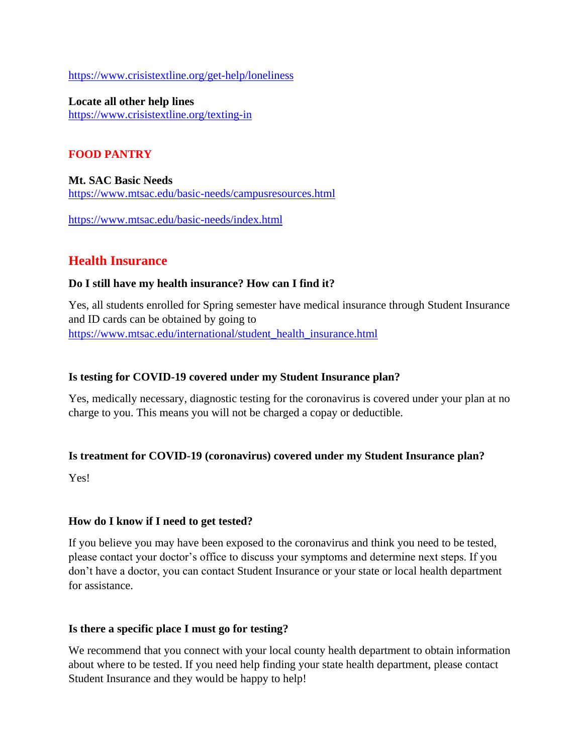https://www.crisistextline.org/get-help/loneliness

**Locate all other help lines**
https://www.crisistextline.org/texting-in

## FOOD PANTRY

**Mt. SAC Basic Needs**
https://www.mtsac.edu/basic-needs/campusresources.html

https://www.mtsac.edu/basic-needs/index.html

## Health Insurance

**Do I still have my health insurance? How can I find it?**

Yes, all students enrolled for Spring semester have medical insurance through Student Insurance and ID cards can be obtained by going to https://www.mtsac.edu/international/student_health_insurance.html

**Is testing for COVID-19 covered under my Student Insurance plan?**

Yes, medically necessary, diagnostic testing for the coronavirus is covered under your plan at no charge to you. This means you will not be charged a copay or deductible.

**Is treatment for COVID-19 (coronavirus) covered under my Student Insurance plan?**

Yes!

**How do I know if I need to get tested?**

If you believe you may have been exposed to the coronavirus and think you need to be tested, please contact your doctor's office to discuss your symptoms and determine next steps. If you don't have a doctor, you can contact Student Insurance or your state or local health department for assistance.

**Is there a specific place I must go for testing?**

We recommend that you connect with your local county health department to obtain information about where to be tested. If you need help finding your state health department, please contact Student Insurance and they would be happy to help!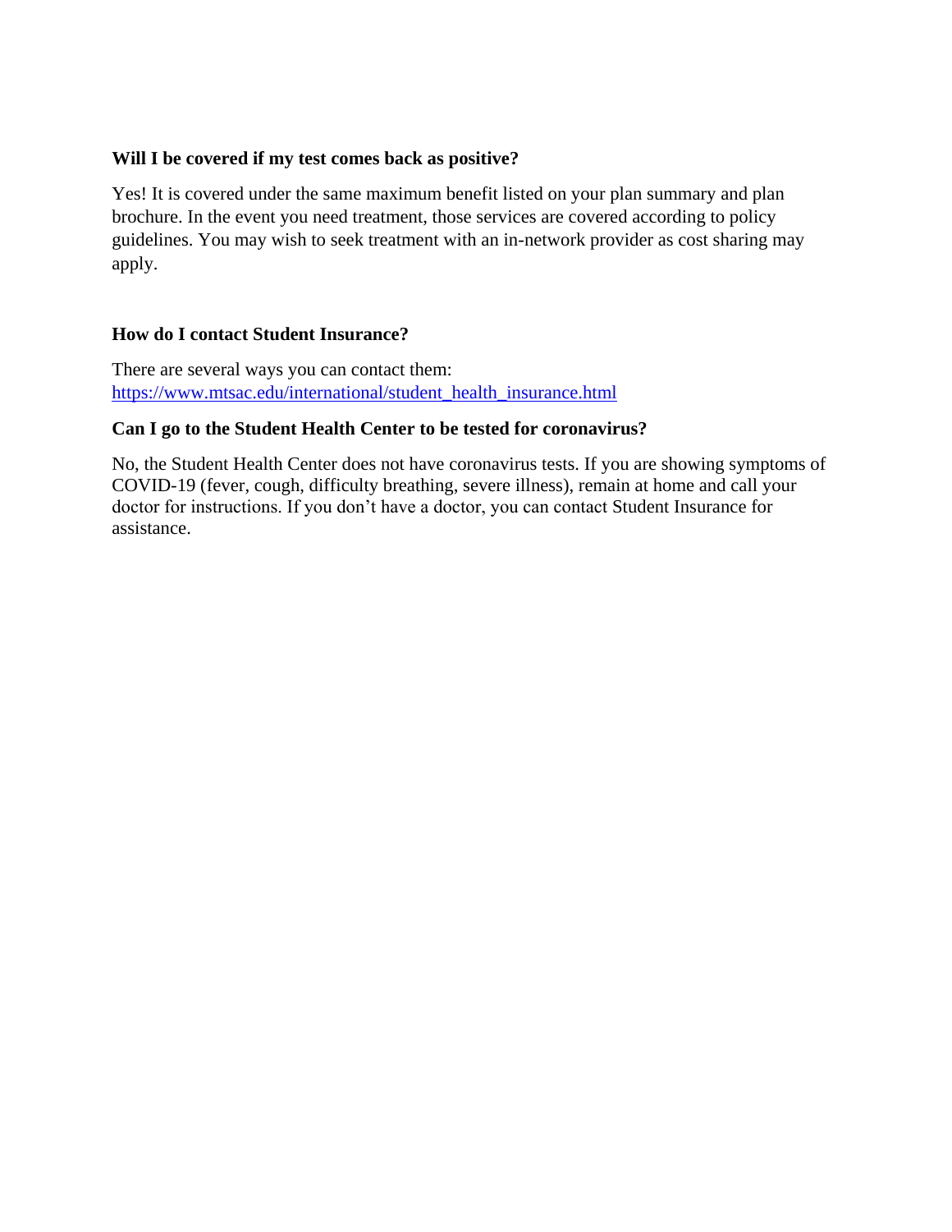**Will I be covered if my test comes back as positive?**

Yes! It is covered under the same maximum benefit listed on your plan summary and plan brochure. In the event you need treatment, those services are covered according to policy guidelines. You may wish to seek treatment with an in-network provider as cost sharing may apply.

**How do I contact Student Insurance?**

There are several ways you can contact them: [https://www.mtsac.edu/international/student_health_insurance.html](https://www.mtsac.edu/international/student_health_insurance.html)

**Can I go to the Student Health Center to be tested for coronavirus?**

No, the Student Health Center does not have coronavirus tests. If you are showing symptoms of COVID-19 (fever, cough, difficulty breathing, severe illness), remain at home and call your doctor for instructions. If you don't have a doctor, you can contact Student Insurance for assistance.